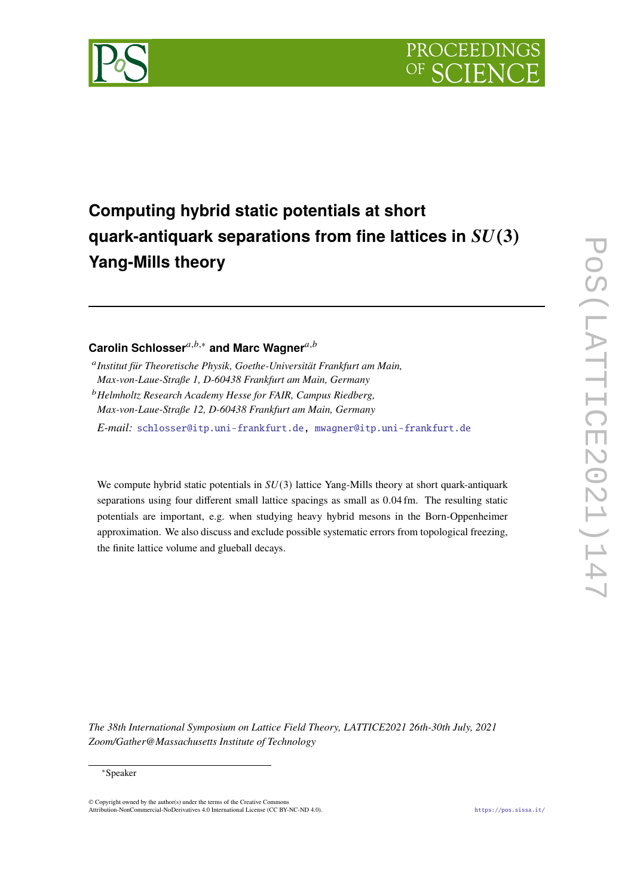# Computing hybrid static potentials at short quark-antiquark separations from fine lattices in $SU(3)$ Yang-Mills theory

**Carolin Schlosser**[a,b,*] **and Marc Wagner**[a,b]

[a] *Institut für Theoretische Physik, Goethe-Universität Frankfurt am Main, Max-von-Laue-Straße 1, D-60438 Frankfurt am Main, Germany*

[b] *Helmholtz Research Academy Hesse for FAIR, Campus Riedberg, Max-von-Laue-Straße 12, D-60438 Frankfurt am Main, Germany*

*E-mail:* schlosser@itp.uni-frankfurt.de, mwagner@itp.uni-frankfurt.de

We compute hybrid static potentials in $SU(3)$ lattice Yang-Mills theory at short quark-antiquark separations using four different small lattice spacings as small as 0.04 fm. The resulting static potentials are important, e.g. when studying heavy hybrid mesons in the Born-Oppenheimer approximation. We also discuss and exclude possible systematic errors from topological freezing, the finite lattice volume and glueball decays.

*The 38th International Symposium on Lattice Field Theory, LATTICE2021 26th-30th July, 2021 Zoom/Gather@Massachusetts Institute of Technology*

[*] Speaker

© Copyright owned by the author(s) under the terms of the Creative Commons Attribution-NonCommercial-NoDerivatives 4.0 International License (CC BY-NC-ND 4.0).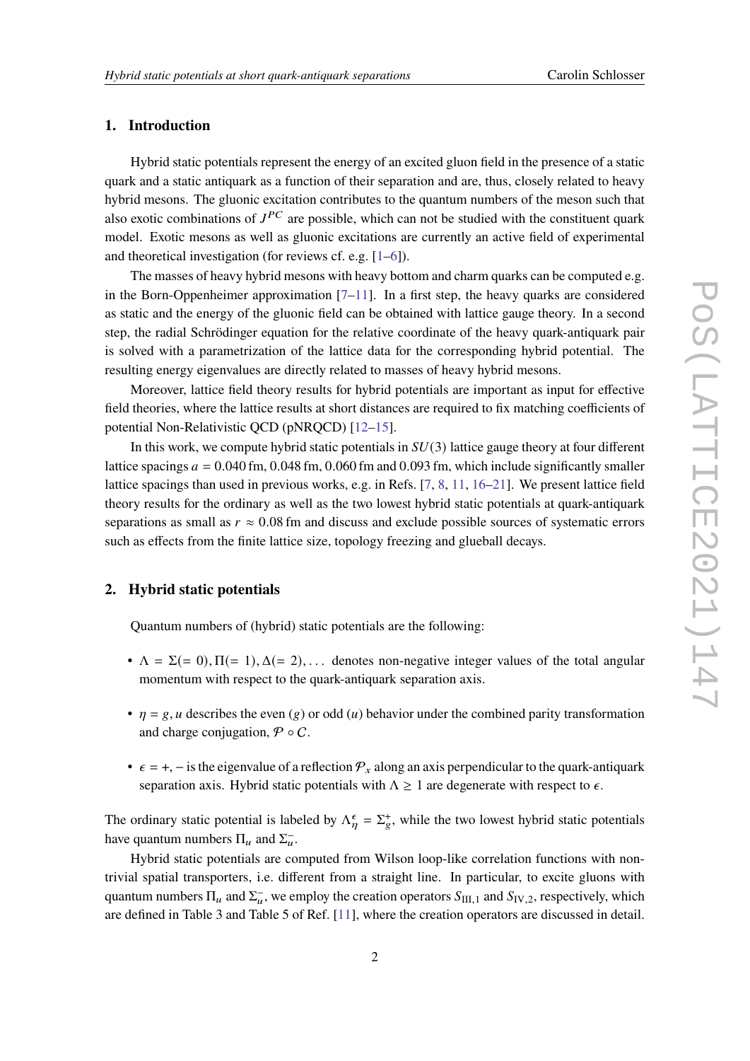## 1. Introduction

Hybrid static potentials represent the energy of an excited gluon field in the presence of a static quark and a static antiquark as a function of their separation and are, thus, closely related to heavy hybrid mesons. The gluonic excitation contributes to the quantum numbers of the meson such that also exotic combinations of $J^{PC}$ are possible, which can not be studied with the constituent quark model. Exotic mesons as well as gluonic excitations are currently an active field of experimental and theoretical investigation (for reviews cf. e.g. [1–6]).

The masses of heavy hybrid mesons with heavy bottom and charm quarks can be computed e.g. in the Born-Oppenheimer approximation [7–11]. In a first step, the heavy quarks are considered as static and the energy of the gluonic field can be obtained with lattice gauge theory. In a second step, the radial Schrödinger equation for the relative coordinate of the heavy quark-antiquark pair is solved with a parametrization of the lattice data for the corresponding hybrid potential. The resulting energy eigenvalues are directly related to masses of heavy hybrid mesons.

Moreover, lattice field theory results for hybrid potentials are important as input for effective field theories, where the lattice results at short distances are required to fix matching coefficients of potential Non-Relativistic QCD (pNRQCD) [12–15].

In this work, we compute hybrid static potentials in $SU(3)$ lattice gauge theory at four different lattice spacings $a = 0.040\,\text{fm}$, $0.048\,\text{fm}$, $0.060\,\text{fm}$ and $0.093\,\text{fm}$, which include significantly smaller lattice spacings than used in previous works, e.g. in Refs. [7, 8, 11, 16–21]. We present lattice field theory results for the ordinary as well as the two lowest hybrid static potentials at quark-antiquark separations as small as $r \approx 0.08\,\text{fm}$ and discuss and exclude possible sources of systematic errors such as effects from the finite lattice size, topology freezing and glueball decays.

## 2. Hybrid static potentials

Quantum numbers of (hybrid) static potentials are the following:

- $\Lambda = \Sigma(= 0), \Pi(= 1), \Delta(= 2), \ldots$ denotes non-negative integer values of the total angular momentum with respect to the quark-antiquark separation axis.
- $\eta = g, u$ describes the even ($g$) or odd ($u$) behavior under the combined parity transformation and charge conjugation, $\mathcal{P} \circ \mathcal{C}$.
- $\epsilon = +, -$ is the eigenvalue of a reflection $\mathcal{P}_x$ along an axis perpendicular to the quark-antiquark separation axis. Hybrid static potentials with $\Lambda \geq 1$ are degenerate with respect to $\epsilon$.

The ordinary static potential is labeled by $\Lambda_\eta^\epsilon = \Sigma_g^+$, while the two lowest hybrid static potentials have quantum numbers $\Pi_u$ and $\Sigma_u^-$.

Hybrid static potentials are computed from Wilson loop-like correlation functions with non-trivial spatial transporters, i.e. different from a straight line. In particular, to excite gluons with quantum numbers $\Pi_u$ and $\Sigma_u^-$, we employ the creation operators $S_{\text{III},1}$ and $S_{\text{IV},2}$, respectively, which are defined in Table 3 and Table 5 of Ref. [11], where the creation operators are discussed in detail.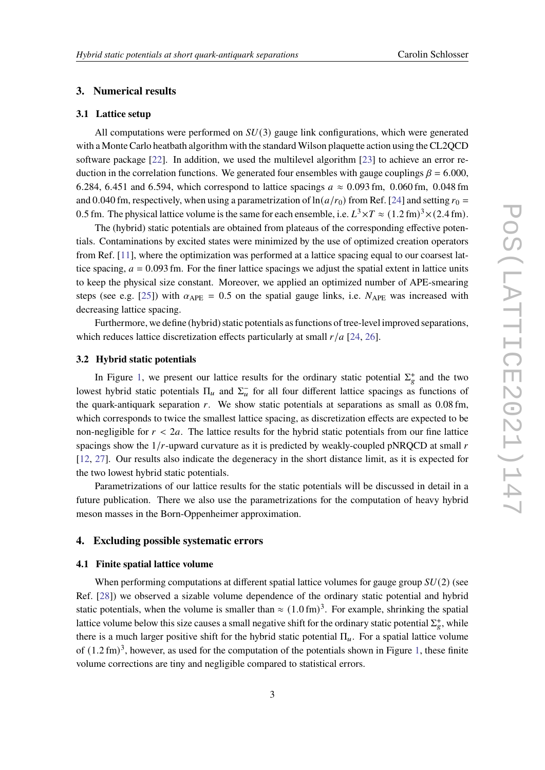## 3. Numerical results

### 3.1 Lattice setup

All computations were performed on $SU(3)$ gauge link configurations, which were generated with a Monte Carlo heatbath algorithm with the standard Wilson plaquette action using the CL2QCD software package [22]. In addition, we used the multilevel algorithm [23] to achieve an error reduction in the correlation functions. We generated four ensembles with gauge couplings $\beta = 6.000$, 6.284, 6.451 and 6.594, which correspond to lattice spacings $a \approx 0.093\,\text{fm}$, $0.060\,\text{fm}$, $0.048\,\text{fm}$ and $0.040\,\text{fm}$, respectively, when using a parametrization of $\ln(a/r_0)$ from Ref. [24] and setting $r_0 = 0.5\,\text{fm}$. The physical lattice volume is the same for each ensemble, i.e. $L^3 \times T \approx (1.2\,\text{fm})^3 \times (2.4\,\text{fm})$.

The (hybrid) static potentials are obtained from plateaus of the corresponding effective potentials. Contaminations by excited states were minimized by the use of optimized creation operators from Ref. [11], where the optimization was performed at a lattice spacing equal to our coarsest lattice spacing, $a = 0.093\,\text{fm}$. For the finer lattice spacings we adjust the spatial extent in lattice units to keep the physical size constant. Moreover, we applied an optimized number of APE-smearing steps (see e.g. [25]) with $\alpha_{\text{APE}} = 0.5$ on the spatial gauge links, i.e. $N_{\text{APE}}$ was increased with decreasing lattice spacing.

Furthermore, we define (hybrid) static potentials as functions of tree-level improved separations, which reduces lattice discretization effects particularly at small $r/a$ [24, 26].

### 3.2 Hybrid static potentials

In Figure 1, we present our lattice results for the ordinary static potential $\Sigma_g^+$ and the two lowest hybrid static potentials $\Pi_u$ and $\Sigma_u^-$ for all four different lattice spacings as functions of the quark-antiquark separation $r$. We show static potentials at separations as small as $0.08\,\text{fm}$, which corresponds to twice the smallest lattice spacing, as discretization effects are expected to be non-negligible for $r < 2a$. The lattice results for the hybrid static potentials from our fine lattice spacings show the $1/r$-upward curvature as it is predicted by weakly-coupled pNRQCD at small $r$ [12, 27]. Our results also indicate the degeneracy in the short distance limit, as it is expected for the two lowest hybrid static potentials.

Parametrizations of our lattice results for the static potentials will be discussed in detail in a future publication. There we also use the parametrizations for the computation of heavy hybrid meson masses in the Born-Oppenheimer approximation.

## 4. Excluding possible systematic errors

### 4.1 Finite spatial lattice volume

When performing computations at different spatial lattice volumes for gauge group $SU(2)$ (see Ref. [28]) we observed a sizable volume dependence of the ordinary static potential and hybrid static potentials, when the volume is smaller than $\approx (1.0\,\text{fm})^3$. For example, shrinking the spatial lattice volume below this size causes a small negative shift for the ordinary static potential $\Sigma_g^+$, while there is a much larger positive shift for the hybrid static potential $\Pi_u$. For a spatial lattice volume of $(1.2\,\text{fm})^3$, however, as used for the computation of the potentials shown in Figure 1, these finite volume corrections are tiny and negligible compared to statistical errors.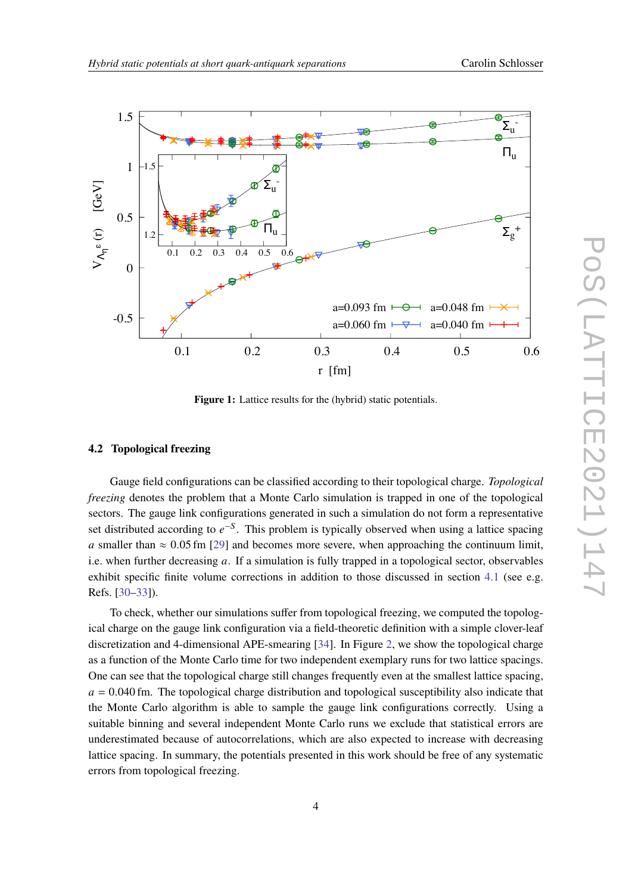**Figure 1:** Lattice results for the (hybrid) static potentials.

### 4.2 Topological freezing

Gauge field configurations can be classified according to their topological charge. *Topological freezing* denotes the problem that a Monte Carlo simulation is trapped in one of the topological sectors. The gauge link configurations generated in such a simulation do not form a representative set distributed according to $e^{-S}$. This problem is typically observed when using a lattice spacing $a$ smaller than $\approx 0.05\,\mathrm{fm}$ [29] and becomes more severe, when approaching the continuum limit, i.e. when further decreasing $a$. If a simulation is fully trapped in a topological sector, observables exhibit specific finite volume corrections in addition to those discussed in section 4.1 (see e.g. Refs. [30–33]).

To check, whether our simulations suffer from topological freezing, we computed the topological charge on the gauge link configuration via a field-theoretic definition with a simple clover-leaf discretization and 4-dimensional APE-smearing [34]. In Figure 2, we show the topological charge as a function of the Monte Carlo time for two independent exemplary runs for two lattice spacings. One can see that the topological charge still changes frequently even at the smallest lattice spacing, $a = 0.040\,\mathrm{fm}$. The topological charge distribution and topological susceptibility also indicate that the Monte Carlo algorithm is able to sample the gauge link configurations correctly. Using a suitable binning and several independent Monte Carlo runs we exclude that statistical errors are underestimated because of autocorrelations, which are also expected to increase with decreasing lattice spacing. In summary, the potentials presented in this work should be free of any systematic errors from topological freezing.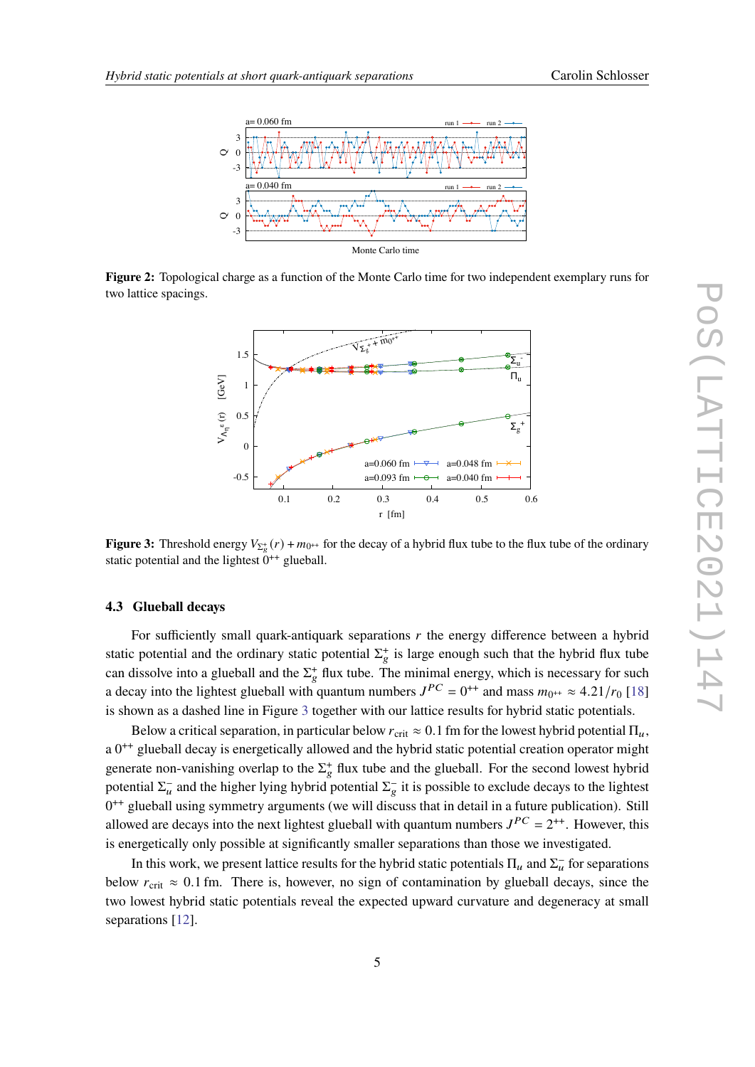**Figure 2:** Topological charge as a function of the Monte Carlo time for two independent exemplary runs for two lattice spacings.

**Figure 3:** Threshold energy $V_{\Sigma_g^+}(r) + m_{0^{++}}$ for the decay of a hybrid flux tube to the flux tube of the ordinary static potential and the lightest $0^{++}$ glueball.

### 4.3 Glueball decays

For sufficiently small quark-antiquark separations $r$ the energy difference between a hybrid static potential and the ordinary static potential $\Sigma_g^+$ is large enough such that the hybrid flux tube can dissolve into a glueball and the $\Sigma_g^+$ flux tube. The minimal energy, which is necessary for such a decay into the lightest glueball with quantum numbers $J^{PC} = 0^{++}$ and mass $m_{0^{++}} \approx 4.21/r_0$ [18] is shown as a dashed line in Figure 3 together with our lattice results for hybrid static potentials.

Below a critical separation, in particular below $r_{\text{crit}} \approx 0.1$ fm for the lowest hybrid potential $\Pi_u$, a $0^{++}$ glueball decay is energetically allowed and the hybrid static potential creation operator might generate non-vanishing overlap to the $\Sigma_g^+$ flux tube and the glueball. For the second lowest hybrid potential $\Sigma_u^-$ and the higher lying hybrid potential $\Sigma_g^-$ it is possible to exclude decays to the lightest $0^{++}$ glueball using symmetry arguments (we will discuss that in detail in a future publication). Still allowed are decays into the next lightest glueball with quantum numbers $J^{PC} = 2^{++}$. However, this is energetically only possible at significantly smaller separations than those we investigated.

In this work, we present lattice results for the hybrid static potentials $\Pi_u$ and $\Sigma_u^-$ for separations below $r_{\text{crit}} \approx 0.1$ fm. There is, however, no sign of contamination by glueball decays, since the two lowest hybrid static potentials reveal the expected upward curvature and degeneracy at small separations [12].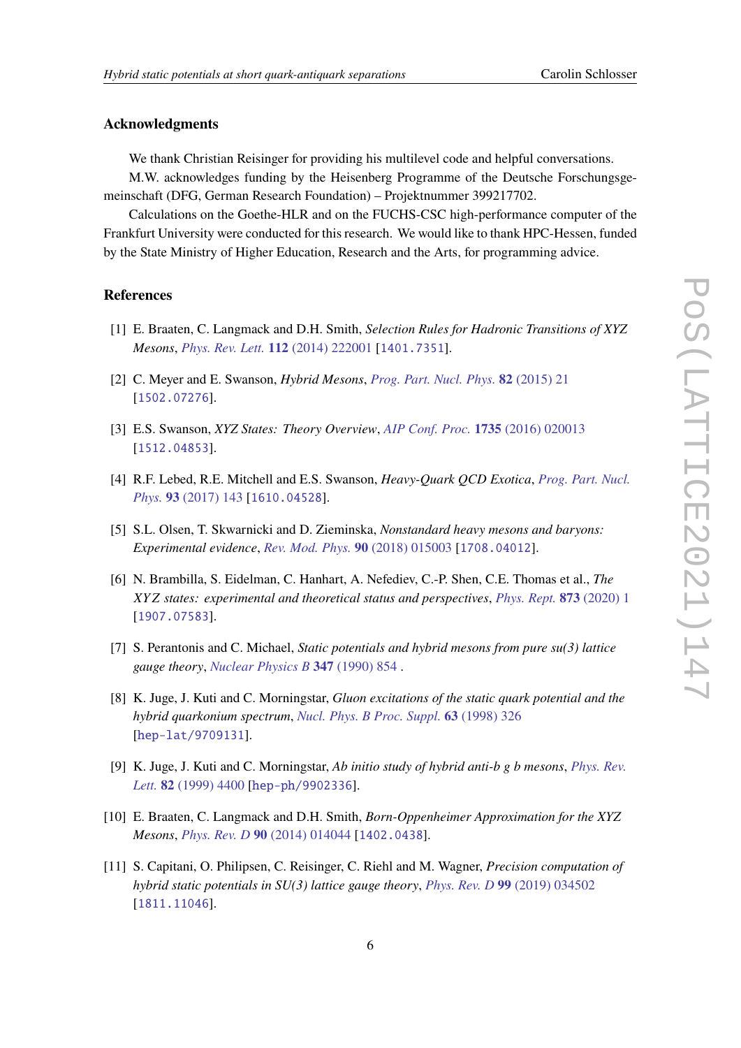## Acknowledgments

We thank Christian Reisinger for providing his multilevel code and helpful conversations.

M.W. acknowledges funding by the Heisenberg Programme of the Deutsche Forschungsgemeinschaft (DFG, German Research Foundation) – Projektnummer 399217702.

Calculations on the Goethe-HLR and on the FUCHS-CSC high-performance computer of the Frankfurt University were conducted for this research. We would like to thank HPC-Hessen, funded by the State Ministry of Higher Education, Research and the Arts, for programming advice.

## References

[1] E. Braaten, C. Langmack and D.H. Smith, *Selection Rules for Hadronic Transitions of XYZ Mesons*, *Phys. Rev. Lett.* **112** (2014) 222001 [1401.7351].

[2] C. Meyer and E. Swanson, *Hybrid Mesons*, *Prog. Part. Nucl. Phys.* **82** (2015) 21 [1502.07276].

[3] E.S. Swanson, *XYZ States: Theory Overview*, *AIP Conf. Proc.* **1735** (2016) 020013 [1512.04853].

[4] R.F. Lebed, R.E. Mitchell and E.S. Swanson, *Heavy-Quark QCD Exotica*, *Prog. Part. Nucl. Phys.* **93** (2017) 143 [1610.04528].

[5] S.L. Olsen, T. Skwarnicki and D. Zieminska, *Nonstandard heavy mesons and baryons: Experimental evidence*, *Rev. Mod. Phys.* **90** (2018) 015003 [1708.04012].

[6] N. Brambilla, S. Eidelman, C. Hanhart, A. Nefediev, C.-P. Shen, C.E. Thomas et al., *The XYZ states: experimental and theoretical status and perspectives*, *Phys. Rept.* **873** (2020) 1 [1907.07583].

[7] S. Perantonis and C. Michael, *Static potentials and hybrid mesons from pure su(3) lattice gauge theory*, *Nuclear Physics B* **347** (1990) 854 .

[8] K. Juge, J. Kuti and C. Morningstar, *Gluon excitations of the static quark potential and the hybrid quarkonium spectrum*, *Nucl. Phys. B Proc. Suppl.* **63** (1998) 326 [hep-lat/9709131].

[9] K. Juge, J. Kuti and C. Morningstar, *Ab initio study of hybrid anti-b g b mesons*, *Phys. Rev. Lett.* **82** (1999) 4400 [hep-ph/9902336].

[10] E. Braaten, C. Langmack and D.H. Smith, *Born-Oppenheimer Approximation for the XYZ Mesons*, *Phys. Rev. D* **90** (2014) 014044 [1402.0438].

[11] S. Capitani, O. Philipsen, C. Reisinger, C. Riehl and M. Wagner, *Precision computation of hybrid static potentials in SU(3) lattice gauge theory*, *Phys. Rev. D* **99** (2019) 034502 [1811.11046].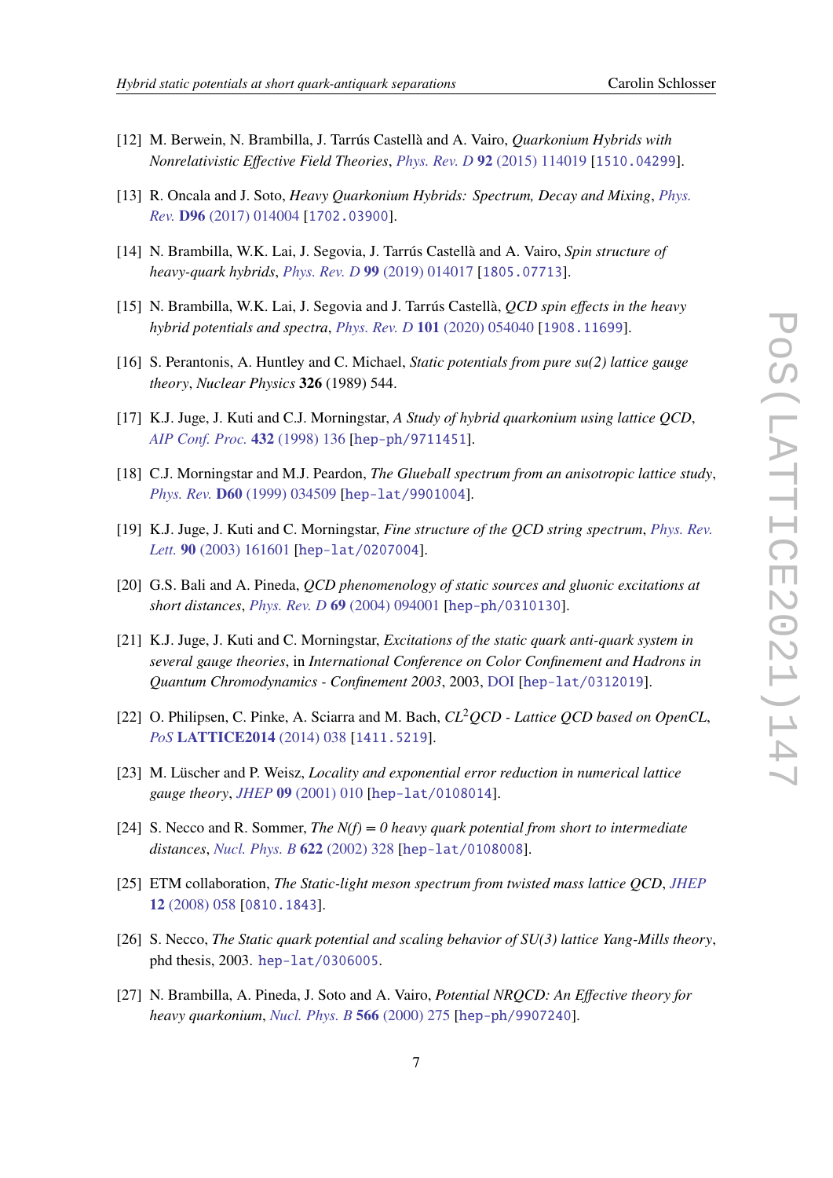[12] M. Berwein, N. Brambilla, J. Tarrús Castellà and A. Vairo, *Quarkonium Hybrids with Nonrelativistic Effective Field Theories*, *Phys. Rev. D* **92** (2015) 114019 [1510.04299].

[13] R. Oncala and J. Soto, *Heavy Quarkonium Hybrids: Spectrum, Decay and Mixing*, *Phys. Rev.* **D96** (2017) 014004 [1702.03900].

[14] N. Brambilla, W.K. Lai, J. Segovia, J. Tarrús Castellà and A. Vairo, *Spin structure of heavy-quark hybrids*, *Phys. Rev. D* **99** (2019) 014017 [1805.07713].

[15] N. Brambilla, W.K. Lai, J. Segovia and J. Tarrús Castellà, *QCD spin effects in the heavy hybrid potentials and spectra*, *Phys. Rev. D* **101** (2020) 054040 [1908.11699].

[16] S. Perantonis, A. Huntley and C. Michael, *Static potentials from pure su(2) lattice gauge theory*, *Nuclear Physics* **326** (1989) 544.

[17] K.J. Juge, J. Kuti and C.J. Morningstar, *A Study of hybrid quarkonium using lattice QCD*, *AIP Conf. Proc.* **432** (1998) 136 [hep-ph/9711451].

[18] C.J. Morningstar and M.J. Peardon, *The Glueball spectrum from an anisotropic lattice study*, *Phys. Rev.* **D60** (1999) 034509 [hep-lat/9901004].

[19] K.J. Juge, J. Kuti and C. Morningstar, *Fine structure of the QCD string spectrum*, *Phys. Rev. Lett.* **90** (2003) 161601 [hep-lat/0207004].

[20] G.S. Bali and A. Pineda, *QCD phenomenology of static sources and gluonic excitations at short distances*, *Phys. Rev. D* **69** (2004) 094001 [hep-ph/0310130].

[21] K.J. Juge, J. Kuti and C. Morningstar, *Excitations of the static quark anti-quark system in several gauge theories*, in *International Conference on Color Confinement and Hadrons in Quantum Chromodynamics - Confinement 2003*, 2003, DOI [hep-lat/0312019].

[22] O. Philipsen, C. Pinke, A. Sciarra and M. Bach, *CL$^2$QCD - Lattice QCD based on OpenCL*, *PoS* **LATTICE2014** (2014) 038 [1411.5219].

[23] M. Lüscher and P. Weisz, *Locality and exponential error reduction in numerical lattice gauge theory*, *JHEP* **09** (2001) 010 [hep-lat/0108014].

[24] S. Necco and R. Sommer, *The N(f) = 0 heavy quark potential from short to intermediate distances*, *Nucl. Phys. B* **622** (2002) 328 [hep-lat/0108008].

[25] ETM collaboration, *The Static-light meson spectrum from twisted mass lattice QCD*, *JHEP* **12** (2008) 058 [0810.1843].

[26] S. Necco, *The Static quark potential and scaling behavior of SU(3) lattice Yang-Mills theory*, phd thesis, 2003. hep-lat/0306005.

[27] N. Brambilla, A. Pineda, J. Soto and A. Vairo, *Potential NRQCD: An Effective theory for heavy quarkonium*, *Nucl. Phys. B* **566** (2000) 275 [hep-ph/9907240].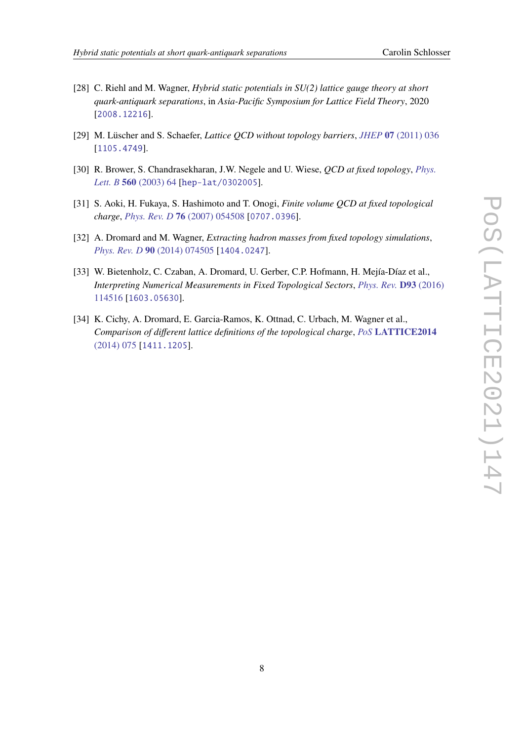[28] C. Riehl and M. Wagner, *Hybrid static potentials in SU(2) lattice gauge theory at short quark-antiquark separations*, in *Asia-Pacific Symposium for Lattice Field Theory*, 2020 [2008.12216].

[29] M. Lüscher and S. Schaefer, *Lattice QCD without topology barriers*, *JHEP* **07** (2011) 036 [1105.4749].

[30] R. Brower, S. Chandrasekharan, J.W. Negele and U. Wiese, *QCD at fixed topology*, *Phys. Lett. B* **560** (2003) 64 [hep-lat/0302005].

[31] S. Aoki, H. Fukaya, S. Hashimoto and T. Onogi, *Finite volume QCD at fixed topological charge*, *Phys. Rev. D* **76** (2007) 054508 [0707.0396].

[32] A. Dromard and M. Wagner, *Extracting hadron masses from fixed topology simulations*, *Phys. Rev. D* **90** (2014) 074505 [1404.0247].

[33] W. Bietenholz, C. Czaban, A. Dromard, U. Gerber, C.P. Hofmann, H. Mejía-Díaz et al., *Interpreting Numerical Measurements in Fixed Topological Sectors*, *Phys. Rev.* **D93** (2016) 114516 [1603.05630].

[34] K. Cichy, A. Dromard, E. Garcia-Ramos, K. Ottnad, C. Urbach, M. Wagner et al., *Comparison of different lattice definitions of the topological charge*, *PoS* **LATTICE2014** (2014) 075 [1411.1205].